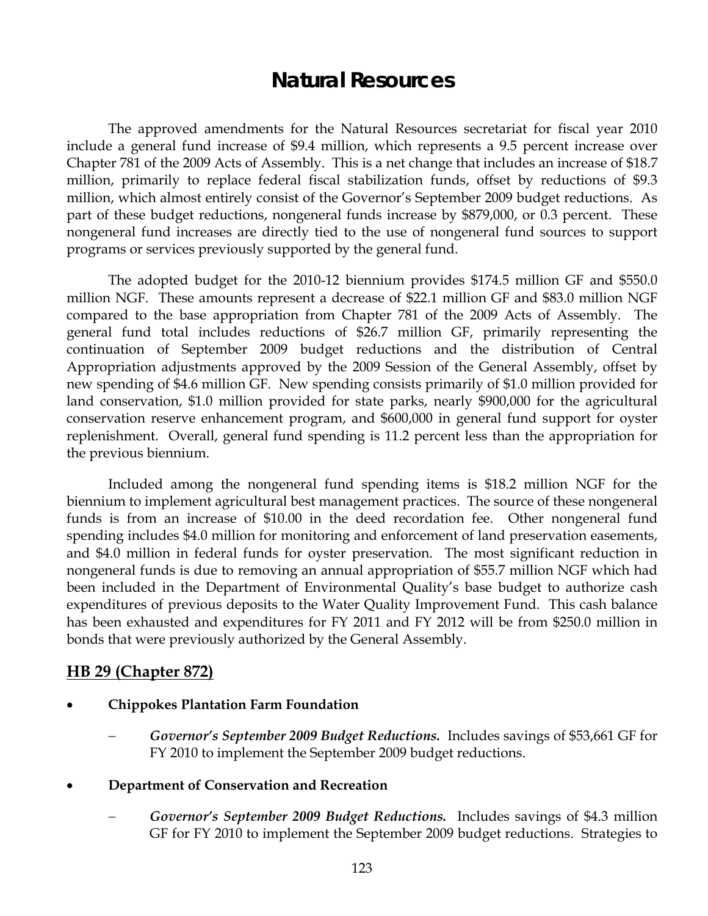# Natural Resources

The approved amendments for the Natural Resources secretariat for fiscal year 2010 include a general fund increase of $9.4 million, which represents a 9.5 percent increase over Chapter 781 of the 2009 Acts of Assembly. This is a net change that includes an increase of $18.7 million, primarily to replace federal fiscal stabilization funds, offset by reductions of $9.3 million, which almost entirely consist of the Governor's September 2009 budget reductions. As part of these budget reductions, nongeneral funds increase by $879,000, or 0.3 percent. These nongeneral fund increases are directly tied to the use of nongeneral fund sources to support programs or services previously supported by the general fund.

The adopted budget for the 2010-12 biennium provides $174.5 million GF and $550.0 million NGF. These amounts represent a decrease of $22.1 million GF and $83.0 million NGF compared to the base appropriation from Chapter 781 of the 2009 Acts of Assembly. The general fund total includes reductions of $26.7 million GF, primarily representing the continuation of September 2009 budget reductions and the distribution of Central Appropriation adjustments approved by the 2009 Session of the General Assembly, offset by new spending of $4.6 million GF. New spending consists primarily of $1.0 million provided for land conservation, $1.0 million provided for state parks, nearly $900,000 for the agricultural conservation reserve enhancement program, and $600,000 in general fund support for oyster replenishment. Overall, general fund spending is 11.2 percent less than the appropriation for the previous biennium.

Included among the nongeneral fund spending items is $18.2 million NGF for the biennium to implement agricultural best management practices. The source of these nongeneral funds is from an increase of $10.00 in the deed recordation fee. Other nongeneral fund spending includes $4.0 million for monitoring and enforcement of land preservation easements, and $4.0 million in federal funds for oyster preservation. The most significant reduction in nongeneral funds is due to removing an annual appropriation of $55.7 million NGF which had been included in the Department of Environmental Quality's base budget to authorize cash expenditures of previous deposits to the Water Quality Improvement Fund. This cash balance has been exhausted and expenditures for FY 2011 and FY 2012 will be from $250.0 million in bonds that were previously authorized by the General Assembly.

## HB 29 (Chapter 872)

- **Chippokes Plantation Farm Foundation**
  - ***Governor's September 2009 Budget Reductions.*** Includes savings of $53,661 GF for FY 2010 to implement the September 2009 budget reductions.

- **Department of Conservation and Recreation**
  - ***Governor's September 2009 Budget Reductions.*** Includes savings of $4.3 million GF for FY 2010 to implement the September 2009 budget reductions. Strategies to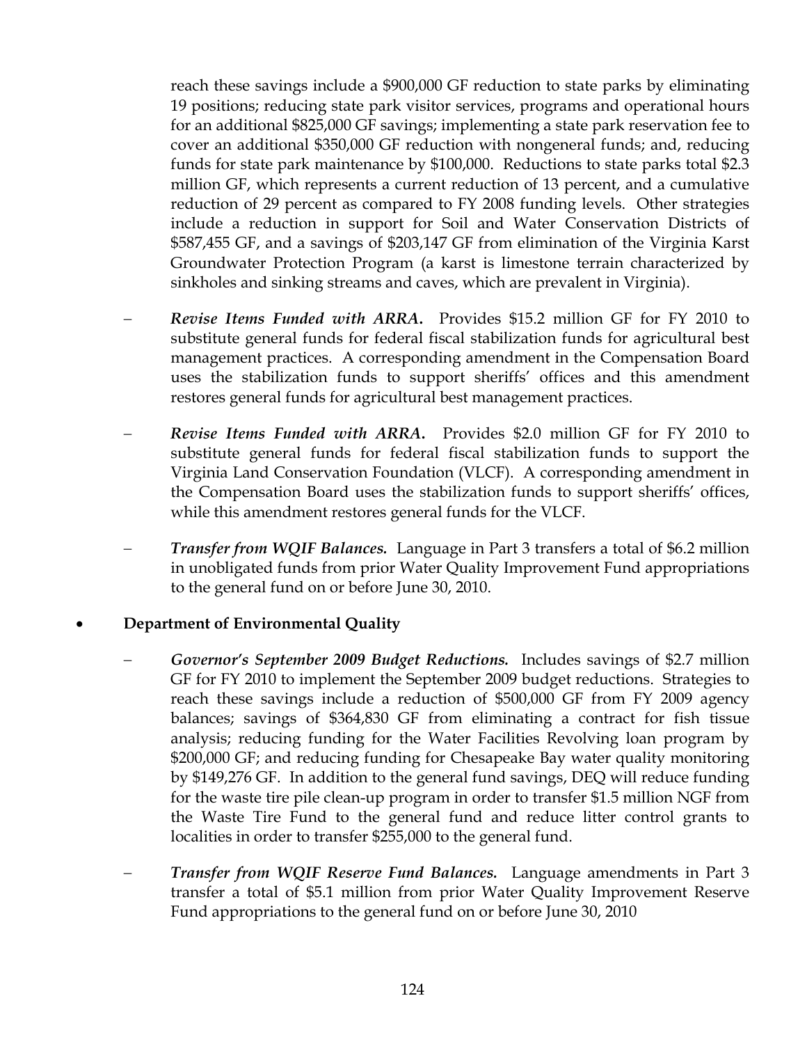reach these savings include a $900,000 GF reduction to state parks by eliminating 19 positions; reducing state park visitor services, programs and operational hours for an additional $825,000 GF savings; implementing a state park reservation fee to cover an additional $350,000 GF reduction with nongeneral funds; and, reducing funds for state park maintenance by $100,000. Reductions to state parks total $2.3 million GF, which represents a current reduction of 13 percent, and a cumulative reduction of 29 percent as compared to FY 2008 funding levels. Other strategies include a reduction in support for Soil and Water Conservation Districts of $587,455 GF, and a savings of $203,147 GF from elimination of the Virginia Karst Groundwater Protection Program (a karst is limestone terrain characterized by sinkholes and sinking streams and caves, which are prevalent in Virginia).

- ***Revise Items Funded with ARRA.*** Provides $15.2 million GF for FY 2010 to substitute general funds for federal fiscal stabilization funds for agricultural best management practices. A corresponding amendment in the Compensation Board uses the stabilization funds to support sheriffs' offices and this amendment restores general funds for agricultural best management practices.

- ***Revise Items Funded with ARRA.*** Provides $2.0 million GF for FY 2010 to substitute general funds for federal fiscal stabilization funds to support the Virginia Land Conservation Foundation (VLCF). A corresponding amendment in the Compensation Board uses the stabilization funds to support sheriffs' offices, while this amendment restores general funds for the VLCF.

- ***Transfer from WQIF Balances.*** Language in Part 3 transfers a total of $6.2 million in unobligated funds from prior Water Quality Improvement Fund appropriations to the general fund on or before June 30, 2010.

- **Department of Environmental Quality**

  - ***Governor's September 2009 Budget Reductions.*** Includes savings of $2.7 million GF for FY 2010 to implement the September 2009 budget reductions. Strategies to reach these savings include a reduction of $500,000 GF from FY 2009 agency balances; savings of $364,830 GF from eliminating a contract for fish tissue analysis; reducing funding for the Water Facilities Revolving loan program by $200,000 GF; and reducing funding for Chesapeake Bay water quality monitoring by $149,276 GF. In addition to the general fund savings, DEQ will reduce funding for the waste tire pile clean-up program in order to transfer $1.5 million NGF from the Waste Tire Fund to the general fund and reduce litter control grants to localities in order to transfer $255,000 to the general fund.

  - ***Transfer from WQIF Reserve Fund Balances.*** Language amendments in Part 3 transfer a total of $5.1 million from prior Water Quality Improvement Reserve Fund appropriations to the general fund on or before June 30, 2010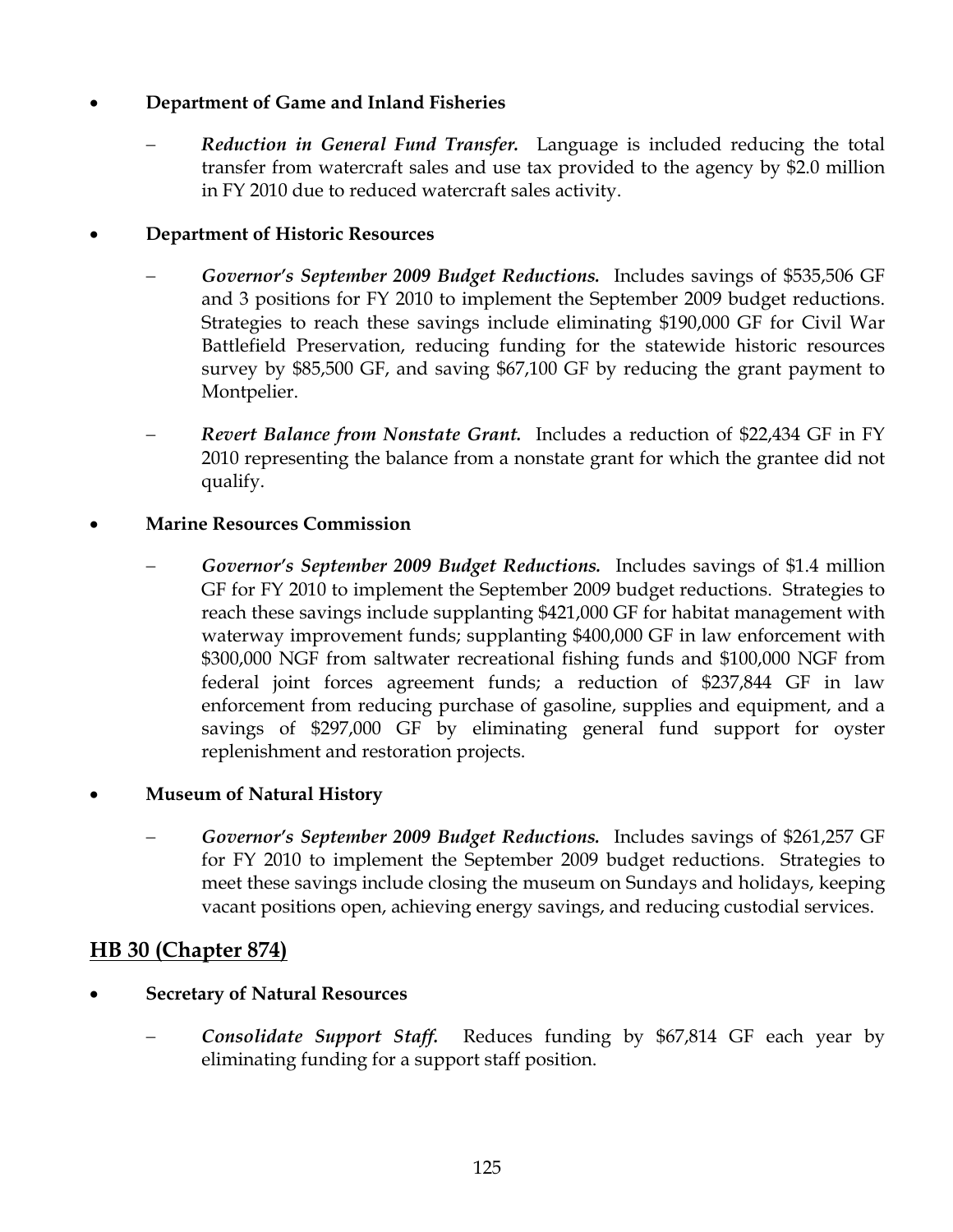- **Department of Game and Inland Fisheries**
  - *Reduction in General Fund Transfer.* Language is included reducing the total transfer from watercraft sales and use tax provided to the agency by $2.0 million in FY 2010 due to reduced watercraft sales activity.

- **Department of Historic Resources**
  - *Governor's September 2009 Budget Reductions.* Includes savings of $535,506 GF and 3 positions for FY 2010 to implement the September 2009 budget reductions. Strategies to reach these savings include eliminating $190,000 GF for Civil War Battlefield Preservation, reducing funding for the statewide historic resources survey by $85,500 GF, and saving $67,100 GF by reducing the grant payment to Montpelier.
  - *Revert Balance from Nonstate Grant.* Includes a reduction of $22,434 GF in FY 2010 representing the balance from a nonstate grant for which the grantee did not qualify.

- **Marine Resources Commission**
  - *Governor's September 2009 Budget Reductions.* Includes savings of $1.4 million GF for FY 2010 to implement the September 2009 budget reductions. Strategies to reach these savings include supplanting $421,000 GF for habitat management with waterway improvement funds; supplanting $400,000 GF in law enforcement with $300,000 NGF from saltwater recreational fishing funds and $100,000 NGF from federal joint forces agreement funds; a reduction of $237,844 GF in law enforcement from reducing purchase of gasoline, supplies and equipment, and a savings of $297,000 GF by eliminating general fund support for oyster replenishment and restoration projects.

- **Museum of Natural History**
  - *Governor's September 2009 Budget Reductions.* Includes savings of $261,257 GF for FY 2010 to implement the September 2009 budget reductions. Strategies to meet these savings include closing the museum on Sundays and holidays, keeping vacant positions open, achieving energy savings, and reducing custodial services.

## HB 30 (Chapter 874)

- **Secretary of Natural Resources**
  - *Consolidate Support Staff.* Reduces funding by $67,814 GF each year by eliminating funding for a support staff position.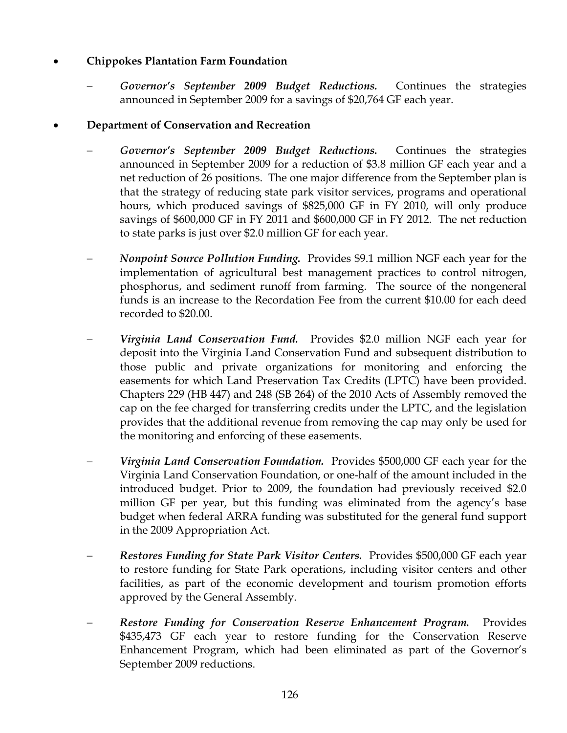- **Chippokes Plantation Farm Foundation**

  – ***Governor's September 2009 Budget Reductions.*** Continues the strategies announced in September 2009 for a savings of $20,764 GF each year.

- **Department of Conservation and Recreation**

  – ***Governor's September 2009 Budget Reductions.*** Continues the strategies announced in September 2009 for a reduction of $3.8 million GF each year and a net reduction of 26 positions. The one major difference from the September plan is that the strategy of reducing state park visitor services, programs and operational hours, which produced savings of $825,000 GF in FY 2010, will only produce savings of $600,000 GF in FY 2011 and $600,000 GF in FY 2012. The net reduction to state parks is just over $2.0 million GF for each year.

  – ***Nonpoint Source Pollution Funding.*** Provides $9.1 million NGF each year for the implementation of agricultural best management practices to control nitrogen, phosphorus, and sediment runoff from farming. The source of the nongeneral funds is an increase to the Recordation Fee from the current $10.00 for each deed recorded to $20.00.

  – ***Virginia Land Conservation Fund.*** Provides $2.0 million NGF each year for deposit into the Virginia Land Conservation Fund and subsequent distribution to those public and private organizations for monitoring and enforcing the easements for which Land Preservation Tax Credits (LPTC) have been provided. Chapters 229 (HB 447) and 248 (SB 264) of the 2010 Acts of Assembly removed the cap on the fee charged for transferring credits under the LPTC, and the legislation provides that the additional revenue from removing the cap may only be used for the monitoring and enforcing of these easements.

  – ***Virginia Land Conservation Foundation.*** Provides $500,000 GF each year for the Virginia Land Conservation Foundation, or one-half of the amount included in the introduced budget. Prior to 2009, the foundation had previously received $2.0 million GF per year, but this funding was eliminated from the agency's base budget when federal ARRA funding was substituted for the general fund support in the 2009 Appropriation Act.

  – ***Restores Funding for State Park Visitor Centers.*** Provides $500,000 GF each year to restore funding for State Park operations, including visitor centers and other facilities, as part of the economic development and tourism promotion efforts approved by the General Assembly.

  – ***Restore Funding for Conservation Reserve Enhancement Program.*** Provides $435,473 GF each year to restore funding for the Conservation Reserve Enhancement Program, which had been eliminated as part of the Governor's September 2009 reductions.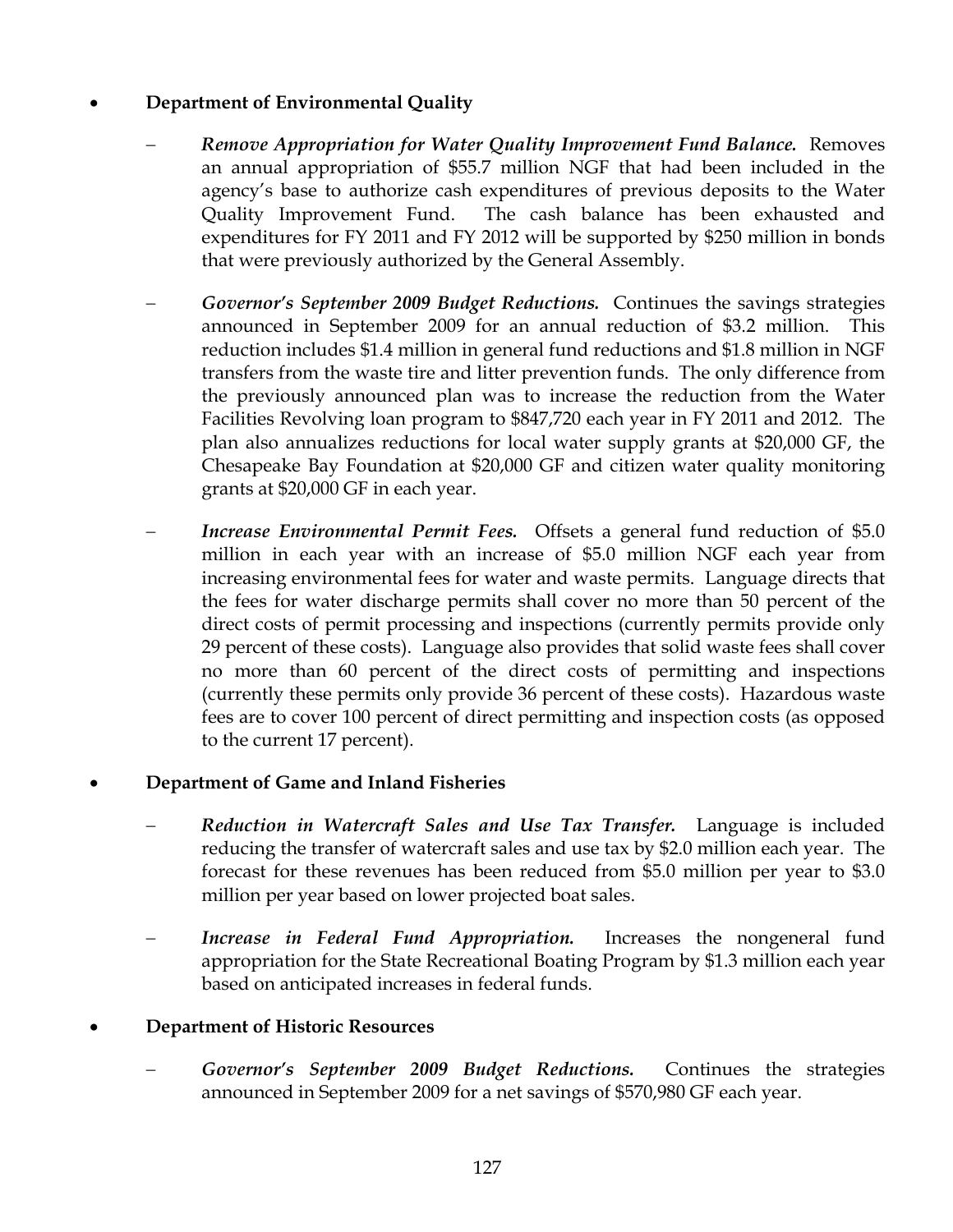- **Department of Environmental Quality**

  - ***Remove Appropriation for Water Quality Improvement Fund Balance.*** Removes an annual appropriation of $55.7 million NGF that had been included in the agency's base to authorize cash expenditures of previous deposits to the Water Quality Improvement Fund. The cash balance has been exhausted and expenditures for FY 2011 and FY 2012 will be supported by $250 million in bonds that were previously authorized by the General Assembly.

  - ***Governor's September 2009 Budget Reductions.*** Continues the savings strategies announced in September 2009 for an annual reduction of $3.2 million. This reduction includes $1.4 million in general fund reductions and $1.8 million in NGF transfers from the waste tire and litter prevention funds. The only difference from the previously announced plan was to increase the reduction from the Water Facilities Revolving loan program to $847,720 each year in FY 2011 and 2012. The plan also annualizes reductions for local water supply grants at $20,000 GF, the Chesapeake Bay Foundation at $20,000 GF and citizen water quality monitoring grants at $20,000 GF in each year.

  - ***Increase Environmental Permit Fees.*** Offsets a general fund reduction of $5.0 million in each year with an increase of $5.0 million NGF each year from increasing environmental fees for water and waste permits. Language directs that the fees for water discharge permits shall cover no more than 50 percent of the direct costs of permit processing and inspections (currently permits provide only 29 percent of these costs). Language also provides that solid waste fees shall cover no more than 60 percent of the direct costs of permitting and inspections (currently these permits only provide 36 percent of these costs). Hazardous waste fees are to cover 100 percent of direct permitting and inspection costs (as opposed to the current 17 percent).

- **Department of Game and Inland Fisheries**

  - ***Reduction in Watercraft Sales and Use Tax Transfer.*** Language is included reducing the transfer of watercraft sales and use tax by $2.0 million each year. The forecast for these revenues has been reduced from $5.0 million per year to $3.0 million per year based on lower projected boat sales.

  - ***Increase in Federal Fund Appropriation.*** Increases the nongeneral fund appropriation for the State Recreational Boating Program by $1.3 million each year based on anticipated increases in federal funds.

- **Department of Historic Resources**

  - ***Governor's September 2009 Budget Reductions.*** Continues the strategies announced in September 2009 for a net savings of $570,980 GF each year.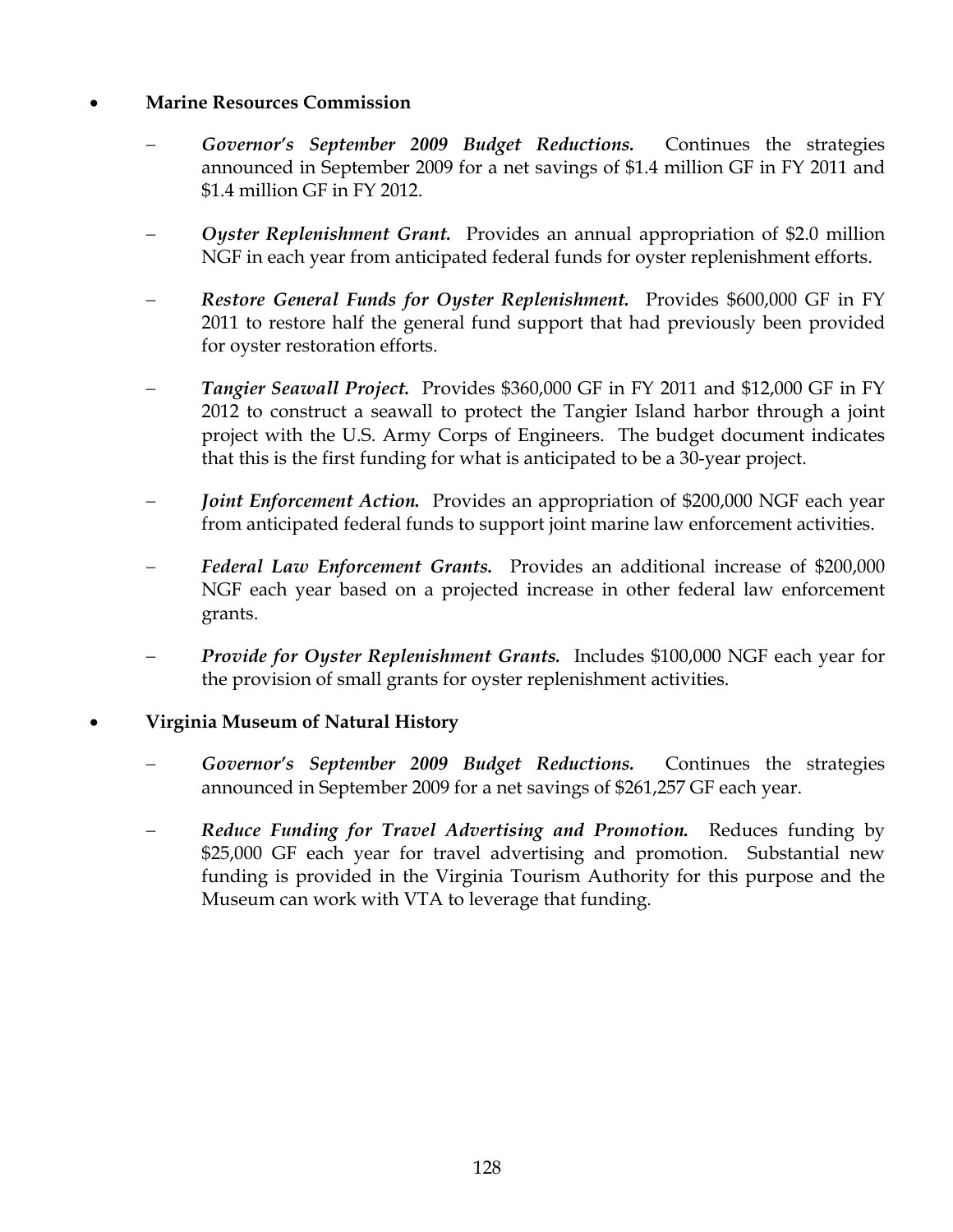- **Marine Resources Commission**

  - ***Governor's September 2009 Budget Reductions.*** Continues the strategies announced in September 2009 for a net savings of $1.4 million GF in FY 2011 and $1.4 million GF in FY 2012.

  - ***Oyster Replenishment Grant.*** Provides an annual appropriation of $2.0 million NGF in each year from anticipated federal funds for oyster replenishment efforts.

  - ***Restore General Funds for Oyster Replenishment.*** Provides $600,000 GF in FY 2011 to restore half the general fund support that had previously been provided for oyster restoration efforts.

  - ***Tangier Seawall Project.*** Provides $360,000 GF in FY 2011 and $12,000 GF in FY 2012 to construct a seawall to protect the Tangier Island harbor through a joint project with the U.S. Army Corps of Engineers. The budget document indicates that this is the first funding for what is anticipated to be a 30-year project.

  - ***Joint Enforcement Action.*** Provides an appropriation of $200,000 NGF each year from anticipated federal funds to support joint marine law enforcement activities.

  - ***Federal Law Enforcement Grants.*** Provides an additional increase of $200,000 NGF each year based on a projected increase in other federal law enforcement grants.

  - ***Provide for Oyster Replenishment Grants.*** Includes $100,000 NGF each year for the provision of small grants for oyster replenishment activities.

- **Virginia Museum of Natural History**

  - ***Governor's September 2009 Budget Reductions.*** Continues the strategies announced in September 2009 for a net savings of $261,257 GF each year.

  - ***Reduce Funding for Travel Advertising and Promotion.*** Reduces funding by $25,000 GF each year for travel advertising and promotion. Substantial new funding is provided in the Virginia Tourism Authority for this purpose and the Museum can work with VTA to leverage that funding.